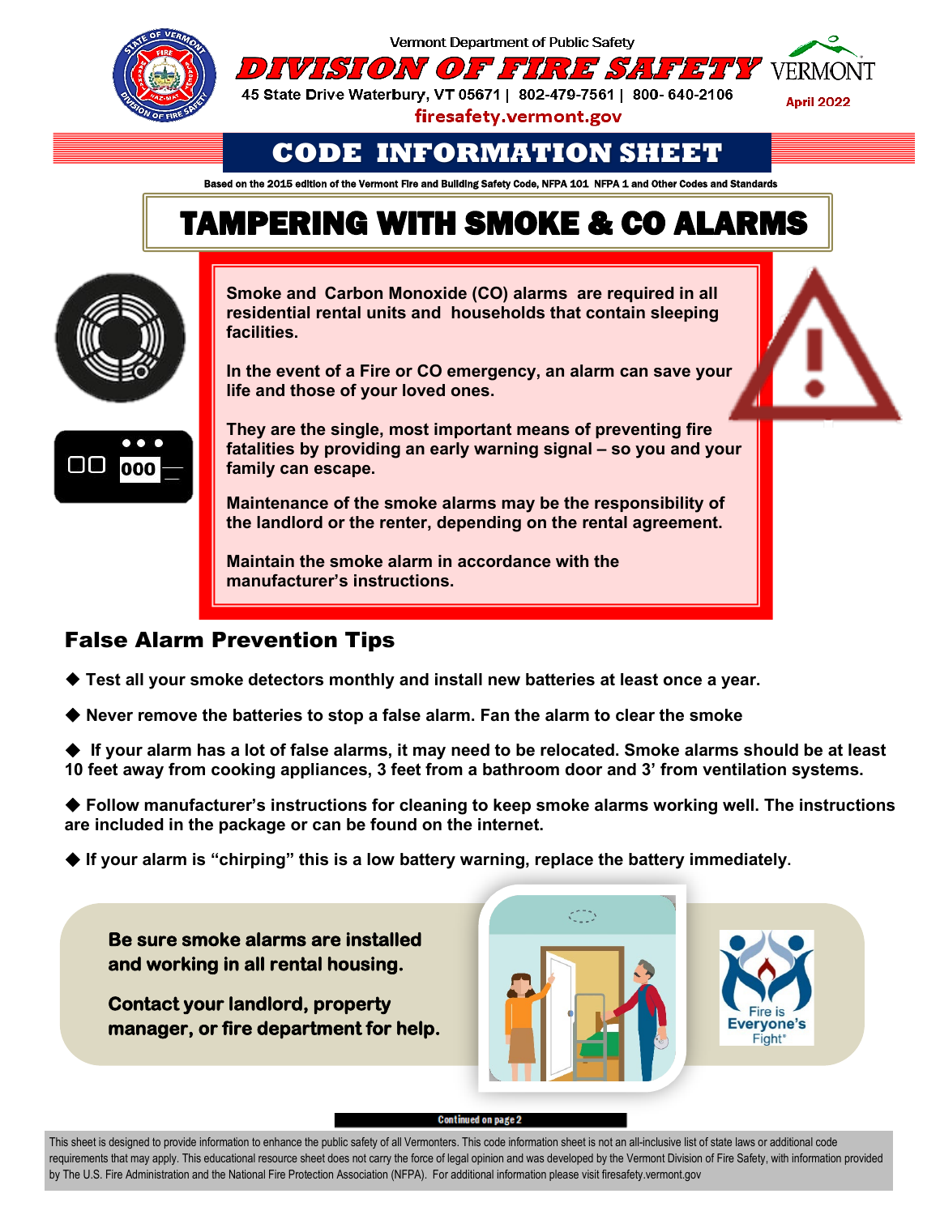Vermont Department of Public Safety

# DIVISION OF FIRE SAFETY

45 State Drive Waterbury, VT 05671 | 802-479-7561 | 800- 640-2106

firesafety.vermont.gov

VERMONT

April 2022

## CODE INFORMATION SHEET

Based on the 2015 edition of the Vermont Fire and Building Safety Code, NFPA 101 NFPA 1 and Other Codes and Standards

# TAMPERING WITH SMOKE & CO ALARMS

**Smoke and Carbon Monoxide (CO) alarms are required in all residential rental units and households that contain sleeping facilities.**

**In the event of a Fire or CO emergency, an alarm can save your life and those of your loved ones.**

**They are the single, most important means of preventing fire fatalities by providing an early warning signal – so you and your family can escape.**

**Maintenance of the smoke alarms may be the responsibility of the landlord or the renter, depending on the rental agreement.**

**Maintain the smoke alarm in accordance with the manufacturer's instructions.**

## False Alarm Prevention Tips

- **Test all your smoke detectors monthly and install new batteries at least once a year.**
- **Never remove the batteries to stop a false alarm. Fan the alarm to clear the smoke**
- **If your alarm has a lot of false alarms, it may need to be relocated. Smoke alarms should be at least 10 feet away from cooking appliances, 3 feet from a bathroom door and 3' from ventilation systems.**
- **Follow manufacturer's instructions for cleaning to keep smoke alarms working well. The instructions are included in the package or can be found on the internet.**
- **If your alarm is "chirping" this is a low battery warning, replace the battery immediately.**

**Be sure smoke alarms are installed and working in all rental housing.**

**Contact your landlord, property manager, or fire department for help.**

Fire is Everyone's Fight®

Continued on page 2

This sheet is designed to provide information to enhance the public safety of all Vermonters. This code information sheet is not an all-inclusive list of state laws or additional code requirements that may apply. This educational resource sheet does not carry the force of legal opinion and was developed by the Vermont Division of Fire Safety, with information provided by The U.S. Fire Administration and the National Fire Protection Association (NFPA). For additional information please visit firesafety.vermont.gov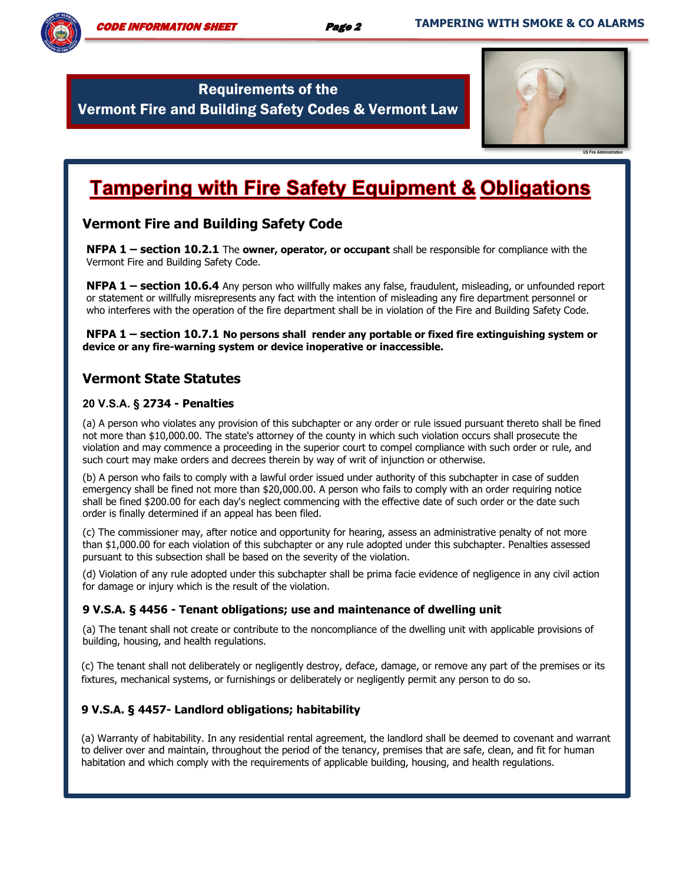## Requirements of the Vermont Fire and Building Safety Codes & Vermont Law

US Fire Administration

# Tampering with Fire Safety Equipment & Obligations

## Vermont Fire and Building Safety Code

**NFPA 1 – section 10.2.1** The **owner, operator, or occupant** shall be responsible for compliance with the Vermont Fire and Building Safety Code.

**NFPA 1 – section 10.6.4** Any person who willfully makes any false, fraudulent, misleading, or unfounded report or statement or willfully misrepresents any fact with the intention of misleading any fire department personnel or who interferes with the operation of the fire department shall be in violation of the Fire and Building Safety Code.

**NFPA 1 – section 10.7.1 No persons shall render any portable or fixed fire extinguishing system or device or any fire-warning system or device inoperative or inaccessible.**

## Vermont State Statutes

### 20 V.S.A. § 2734 - Penalties

(a) A person who violates any provision of this subchapter or any order or rule issued pursuant thereto shall be fined not more than $10,000.00. The state's attorney of the county in which such violation occurs shall prosecute the violation and may commence a proceeding in the superior court to compel compliance with such order or rule, and such court may make orders and decrees therein by way of writ of injunction or otherwise.

(b) A person who fails to comply with a lawful order issued under authority of this subchapter in case of sudden emergency shall be fined not more than $20,000.00. A person who fails to comply with an order requiring notice shall be fined $200.00 for each day's neglect commencing with the effective date of such order or the date such order is finally determined if an appeal has been filed.

(c) The commissioner may, after notice and opportunity for hearing, assess an administrative penalty of not more than $1,000.00 for each violation of this subchapter or any rule adopted under this subchapter. Penalties assessed pursuant to this subsection shall be based on the severity of the violation.

(d) Violation of any rule adopted under this subchapter shall be prima facie evidence of negligence in any civil action for damage or injury which is the result of the violation.

### 9 V.S.A. § 4456 - Tenant obligations; use and maintenance of dwelling unit

(a) The tenant shall not create or contribute to the noncompliance of the dwelling unit with applicable provisions of building, housing, and health regulations.

(c) The tenant shall not deliberately or negligently destroy, deface, damage, or remove any part of the premises or its fixtures, mechanical systems, or furnishings or deliberately or negligently permit any person to do so.

### 9 V.S.A. § 4457- Landlord obligations; habitability

(a) Warranty of habitability. In any residential rental agreement, the landlord shall be deemed to covenant and warrant to deliver over and maintain, throughout the period of the tenancy, premises that are safe, clean, and fit for human habitation and which comply with the requirements of applicable building, housing, and health regulations.